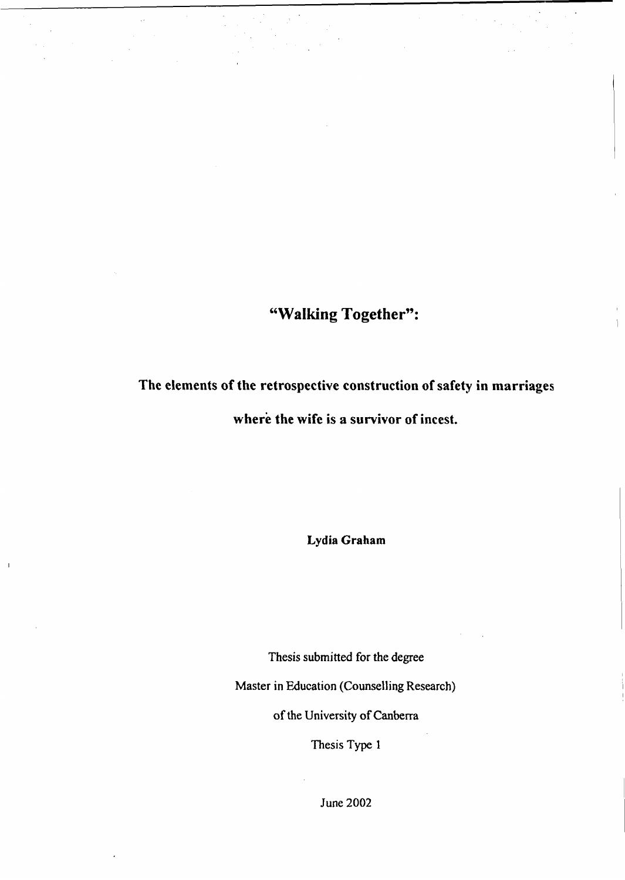# "Walking Together":

## The elements of the retrospective construction of safety in marriages where the wife is a survivor of incest.

**Lydia Graham**

Thesis submitted for the degree

Master in Education (Counselling Research)

of the University of Canberra

Thesis Type 1

June 2002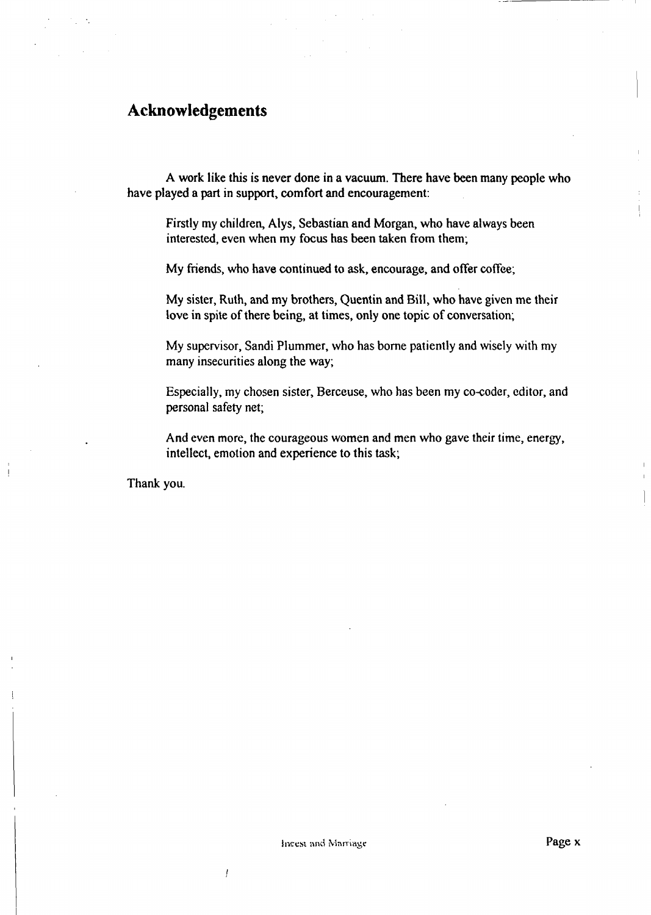# Acknowledgements

A work like this is never done in a vacuum. There have been many people who have played a part in support, comfort and encouragement:

Firstly my children, Alys, Sebastian and Morgan, who have always been interested, even when my focus has been taken from them;

My friends, who have continued to ask, encourage, and offer coffee;

My sister, Ruth, and my brothers, Quentin and Bill, who have given me their love in spite of there being, at times, only one topic of conversation;

My supervisor, Sandi Plummer, who has borne patiently and wisely with my many insecurities along the way;

Especially, my chosen sister, Berceuse, who has been my co-coder, editor, and personal safety net;

And even more, the courageous women and men who gave their time, energy, intellect, emotion and experience to this task;

Thank you.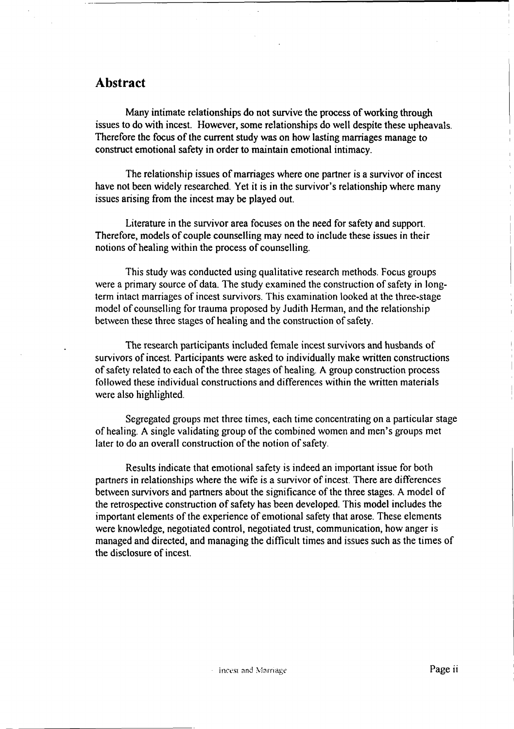## Abstract

Many intimate relationships do not survive the process of working through issues to do with incest. However, some relationships do well despite these upheavals. Therefore the focus of the current study was on how lasting marriages manage to construct emotional safety in order to maintain emotional intimacy.

The relationship issues of marriages where one partner is a survivor of incest have not been widely researched. Yet it is in the survivor's relationship where many issues arising from the incest may be played out.

Literature in the survivor area focuses on the need for safety and support. Therefore, models of couple counselling may need to include these issues in their notions of healing within the process of counselling.

This study was conducted using qualitative research methods. Focus groups were a primary source of data. The study examined the construction of safety in long-term intact marriages of incest survivors. This examination looked at the three-stage model of counselling for trauma proposed by Judith Herman, and the relationship between these three stages of healing and the construction of safety.

The research participants included female incest survivors and husbands of survivors of incest. Participants were asked to individually make written constructions of safety related to each of the three stages of healing. A group construction process followed these individual constructions and differences within the written materials were also highlighted.

Segregated groups met three times, each time concentrating on a particular stage of healing. A single validating group of the combined women and men's groups met later to do an overall construction of the notion of safety.

Results indicate that emotional safety is indeed an important issue for both partners in relationships where the wife is a survivor of incest. There are differences between survivors and partners about the significance of the three stages. A model of the retrospective construction of safety has been developed. This model includes the important elements of the experience of emotional safety that arose. These elements were knowledge, negotiated control, negotiated trust, communication, how anger is managed and directed, and managing the difficult times and issues such as the times of the disclosure of incest.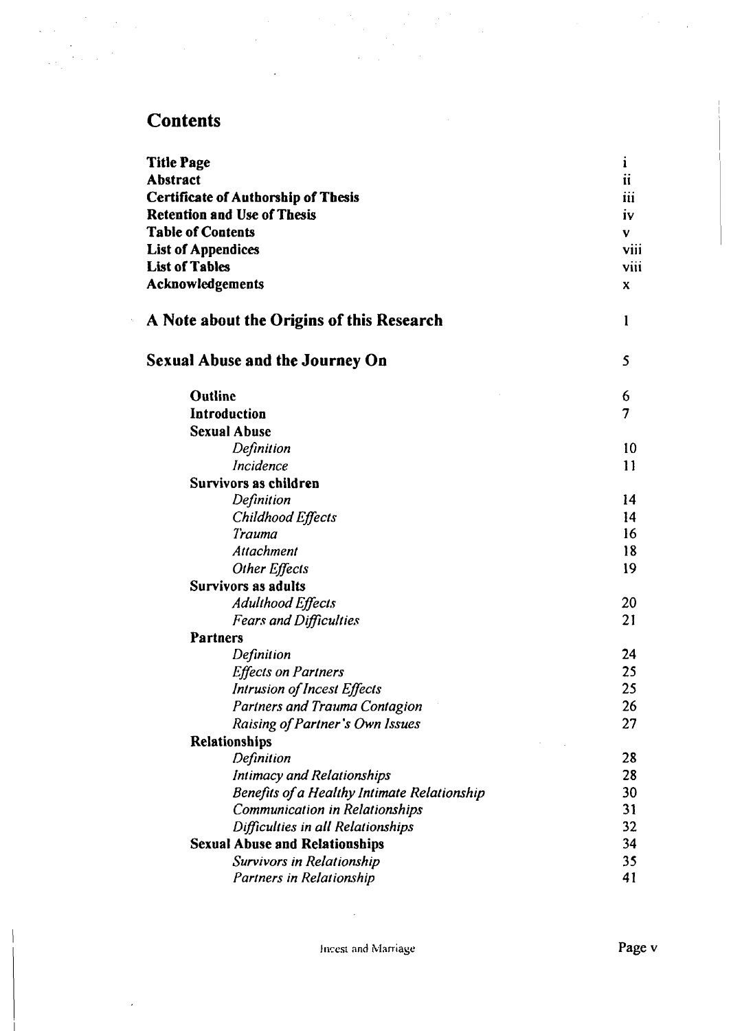# Contents

| | |
|---|---|
| **Title Page** | i |
| **Abstract** | ii |
| **Certificate of Authorship of Thesis** | iii |
| **Retention and Use of Thesis** | iv |
| **Table of Contents** | v |
| **List of Appendices** | viii |
| **List of Tables** | viii |
| **Acknowledgements** | x |
| **A Note about the Origins of this Research** | 1 |
| **Sexual Abuse and the Journey On** | 5 |
| **Outline** | 6 |
| **Introduction** | 7 |
| **Sexual Abuse** | |
| *Definition* | 10 |
| *Incidence* | 11 |
| **Survivors as children** | |
| *Definition* | 14 |
| *Childhood Effects* | 14 |
| *Trauma* | 16 |
| *Attachment* | 18 |
| *Other Effects* | 19 |
| **Survivors as adults** | |
| *Adulthood Effects* | 20 |
| *Fears and Difficulties* | 21 |
| **Partners** | |
| *Definition* | 24 |
| *Effects on Partners* | 25 |
| *Intrusion of Incest Effects* | 25 |
| *Partners and Trauma Contagion* | 26 |
| *Raising of Partner's Own Issues* | 27 |
| **Relationships** | |
| *Definition* | 28 |
| *Intimacy and Relationships* | 28 |
| *Benefits of a Healthy Intimate Relationship* | 30 |
| *Communication in Relationships* | 31 |
| *Difficulties in all Relationships* | 32 |
| **Sexual Abuse and Relationships** | 34 |
| *Survivors in Relationship* | 35 |
| *Partners in Relationship* | 41 |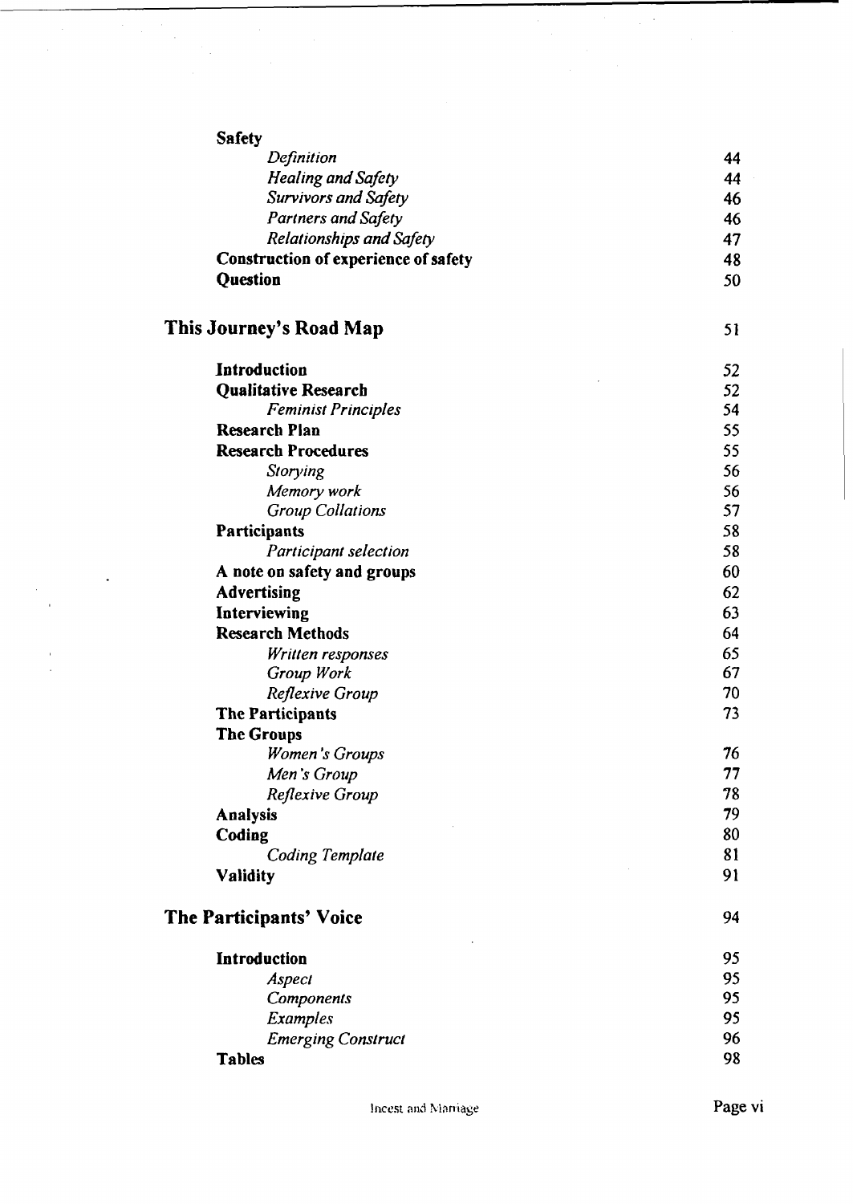**Safety**

| | |
|---|---|
| *Definition* | 44 |
| *Healing and Safety* | 44 |
| *Survivors and Safety* | 46 |
| *Partners and Safety* | 46 |
| *Relationships and Safety* | 47 |
| **Construction of experience of safety** | 48 |
| **Question** | 50 |

## This Journey's Road Map — 51

| | |
|---|---|
| **Introduction** | 52 |
| **Qualitative Research** | 52 |
| *Feminist Principles* | 54 |
| **Research Plan** | 55 |
| **Research Procedures** | 55 |
| *Storying* | 56 |
| *Memory work* | 56 |
| *Group Collations* | 57 |
| **Participants** | 58 |
| *Participant selection* | 58 |
| **A note on safety and groups** | 60 |
| **Advertising** | 62 |
| **Interviewing** | 63 |
| **Research Methods** | 64 |
| *Written responses* | 65 |
| *Group Work* | 67 |
| *Reflexive Group* | 70 |
| **The Participants** | 73 |
| **The Groups** | |
| *Women's Groups* | 76 |
| *Men's Group* | 77 |
| *Reflexive Group* | 78 |
| **Analysis** | 79 |
| **Coding** | 80 |
| *Coding Template* | 81 |
| **Validity** | 91 |

## The Participants' Voice — 94

| | |
|---|---|
| **Introduction** | 95 |
| *Aspect* | 95 |
| *Components* | 95 |
| *Examples* | 95 |
| *Emerging Construct* | 96 |
| **Tables** | 98 |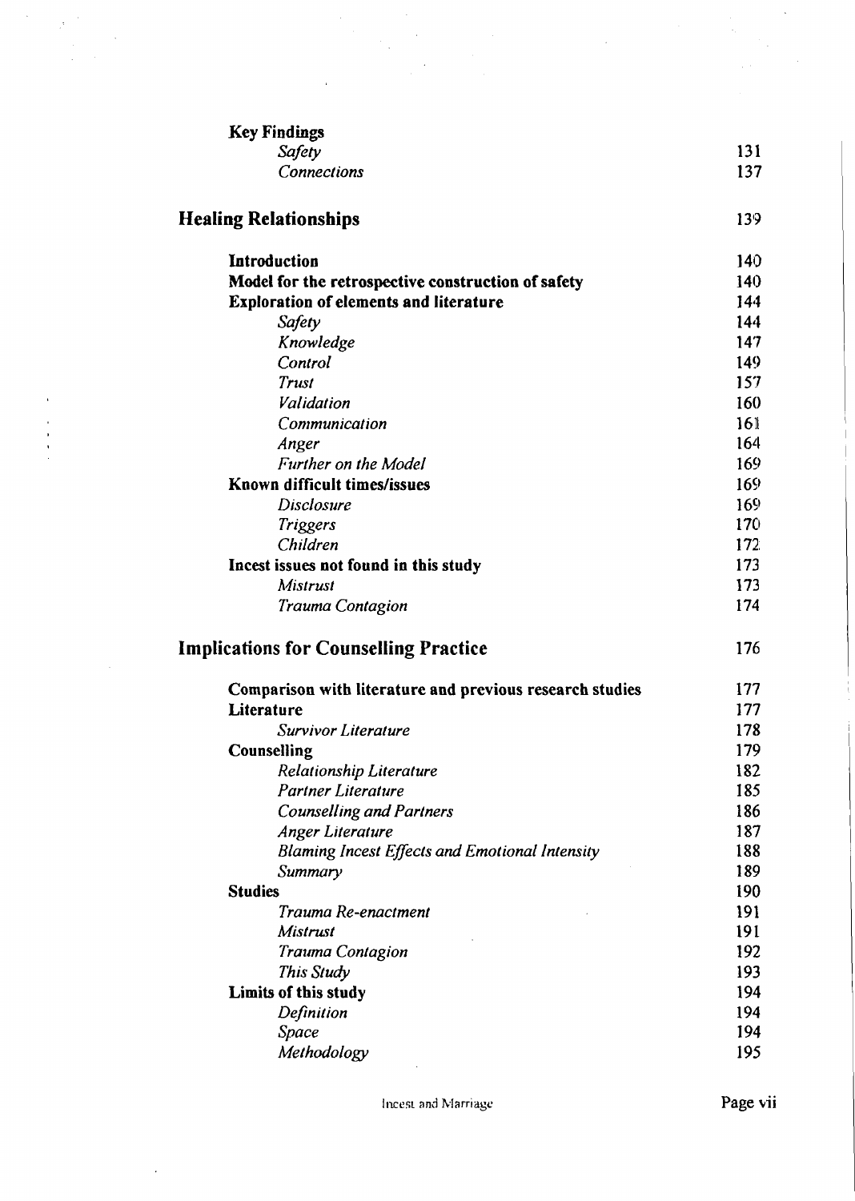**Key Findings**

| | |
|---|---|
| *Safety* | 131 |
| *Connections* | 137 |

## Healing Relationships 139

| | |
|---|---|
| **Introduction** | 140 |
| **Model for the retrospective construction of safety** | 140 |
| **Exploration of elements and literature** | 144 |
| *Safety* | 144 |
| *Knowledge* | 147 |
| *Control* | 149 |
| *Trust* | 157 |
| *Validation* | 160 |
| *Communication* | 161 |
| *Anger* | 164 |
| *Further on the Model* | 169 |
| **Known difficult times/issues** | 169 |
| *Disclosure* | 169 |
| *Triggers* | 170 |
| *Children* | 172 |
| **Incest issues not found in this study** | 173 |
| *Mistrust* | 173 |
| *Trauma Contagion* | 174 |

## Implications for Counselling Practice 176

| | |
|---|---|
| **Comparison with literature and previous research studies** | 177 |
| **Literature** | 177 |
| *Survivor Literature* | 178 |
| **Counselling** | 179 |
| *Relationship Literature* | 182 |
| *Partner Literature* | 185 |
| *Counselling and Partners* | 186 |
| *Anger Literature* | 187 |
| *Blaming Incest Effects and Emotional Intensity* | 188 |
| *Summary* | 189 |
| **Studies** | 190 |
| *Trauma Re-enactment* | 191 |
| *Mistrust* | 191 |
| *Trauma Contagion* | 192 |
| *This Study* | 193 |
| **Limits of this study** | 194 |
| *Definition* | 194 |
| *Space* | 194 |
| *Methodology* | 195 |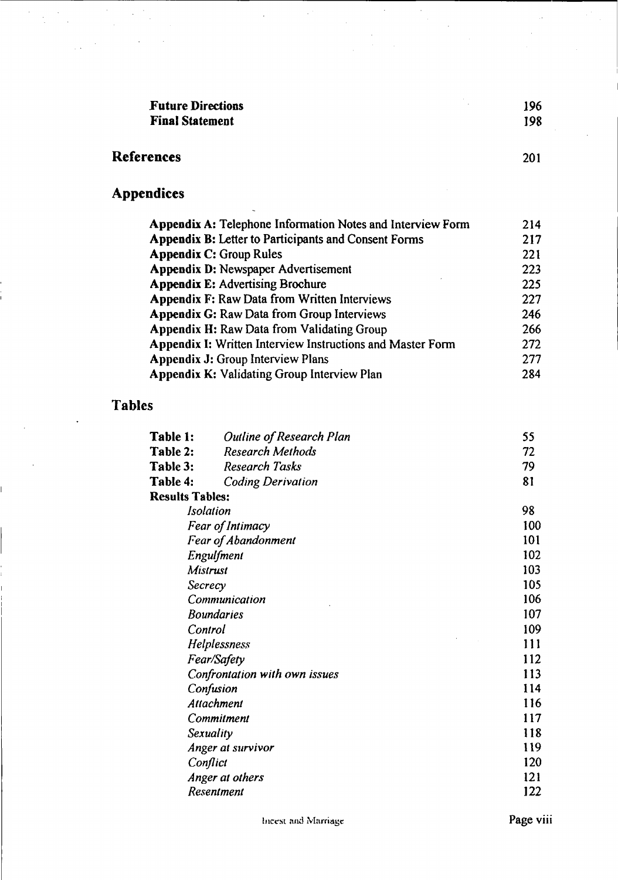**Future Directions** 196
**Final Statement** 198

## References 201

## Appendices

**Appendix A:** Telephone Information Notes and Interview Form 214
**Appendix B:** Letter to Participants and Consent Forms 217
**Appendix C:** Group Rules 221
**Appendix D:** Newspaper Advertisement 223
**Appendix E:** Advertising Brochure 225
**Appendix F:** Raw Data from Written Interviews 227
**Appendix G:** Raw Data from Group Interviews 246
**Appendix H:** Raw Data from Validating Group 266
**Appendix I:** Written Interview Instructions and Master Form 272
**Appendix J:** Group Interview Plans 277
**Appendix K:** Validating Group Interview Plan 284

## Tables

**Table 1:** *Outline of Research Plan* 55
**Table 2:** *Research Methods* 72
**Table 3:** *Research Tasks* 79
**Table 4:** *Coding Derivation* 81
**Results Tables:**
*Isolation* 98
*Fear of Intimacy* 100
*Fear of Abandonment* 101
*Engulfment* 102
*Mistrust* 103
*Secrecy* 105
*Communication* 106
*Boundaries* 107
*Control* 109
*Helplessness* 111
*Fear/Safety* 112
*Confrontation with own issues* 113
*Confusion* 114
*Attachment* 116
*Commitment* 117
*Sexuality* 118
*Anger at survivor* 119
*Conflict* 120
*Anger at others* 121
*Resentment* 122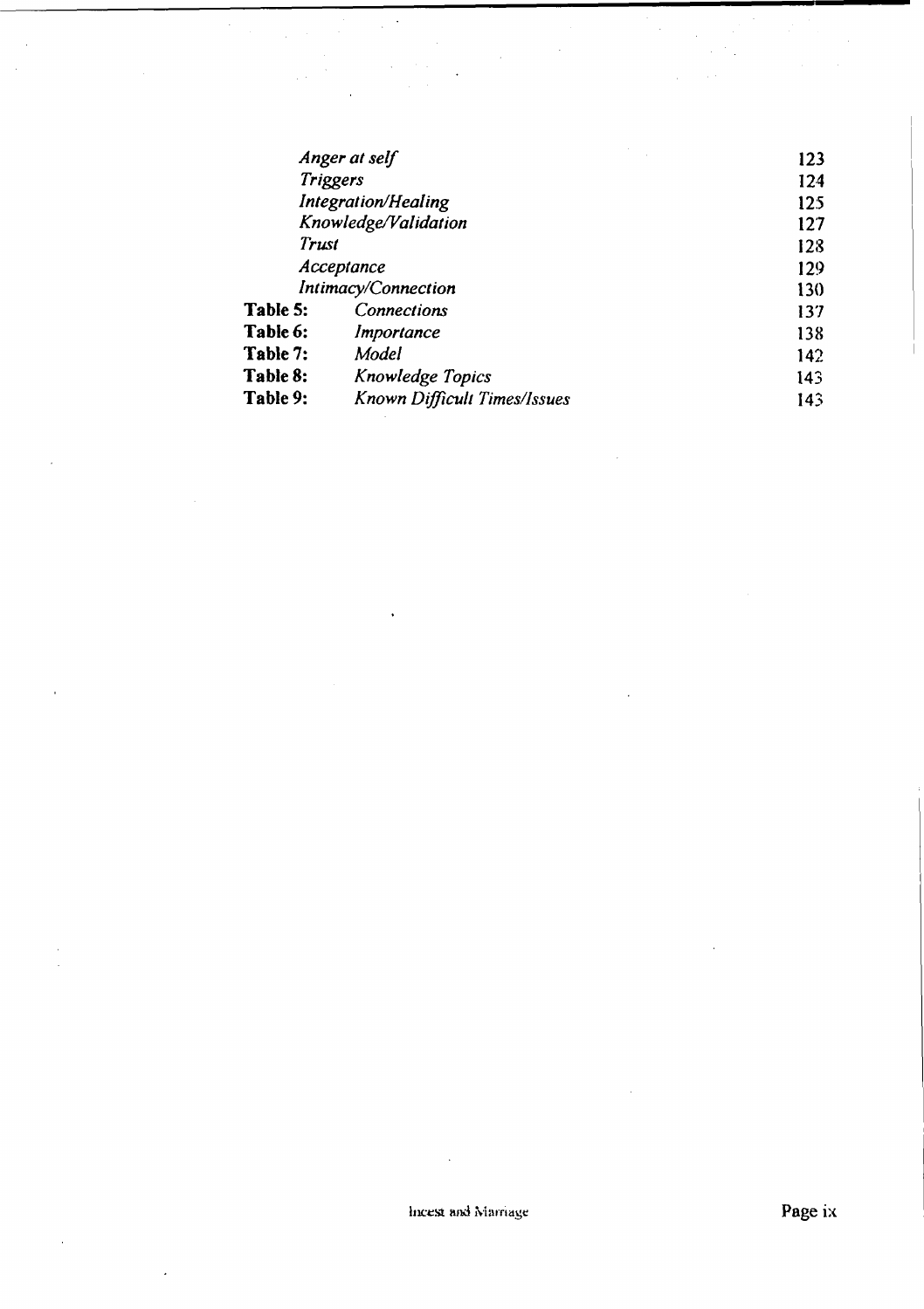| | | |
|---|---|---|
| | *Anger at self* | 123 |
| | *Triggers* | 124 |
| | *Integration/Healing* | 125 |
| | *Knowledge/Validation* | 127 |
| | *Trust* | 128 |
| | *Acceptance* | 129 |
| | *Intimacy/Connection* | 130 |
| **Table 5:** | *Connections* | 137 |
| **Table 6:** | *Importance* | 138 |
| **Table 7:** | *Model* | 142 |
| **Table 8:** | *Knowledge Topics* | 143 |
| **Table 9:** | *Known Difficult Times/Issues* | 143 |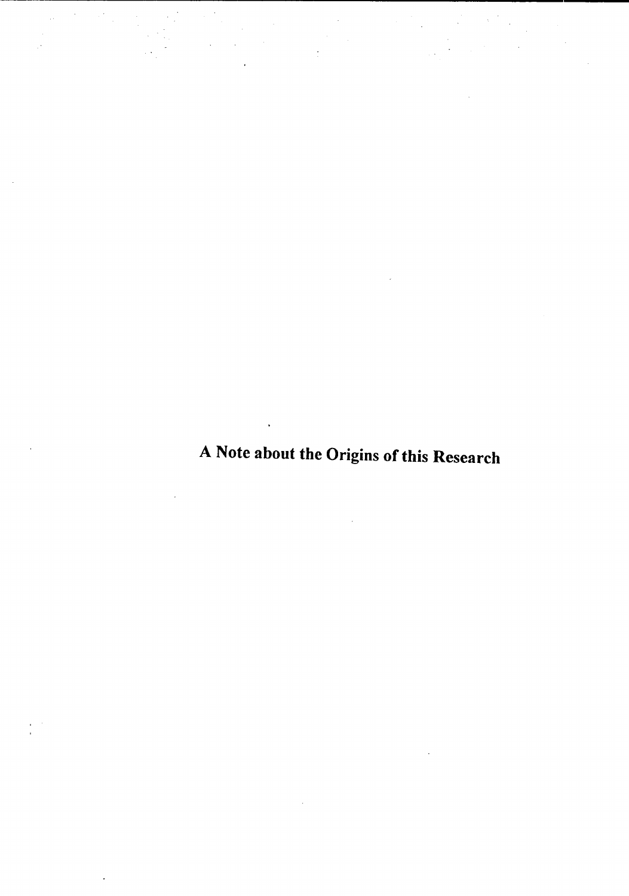# A Note about the Origins of this Research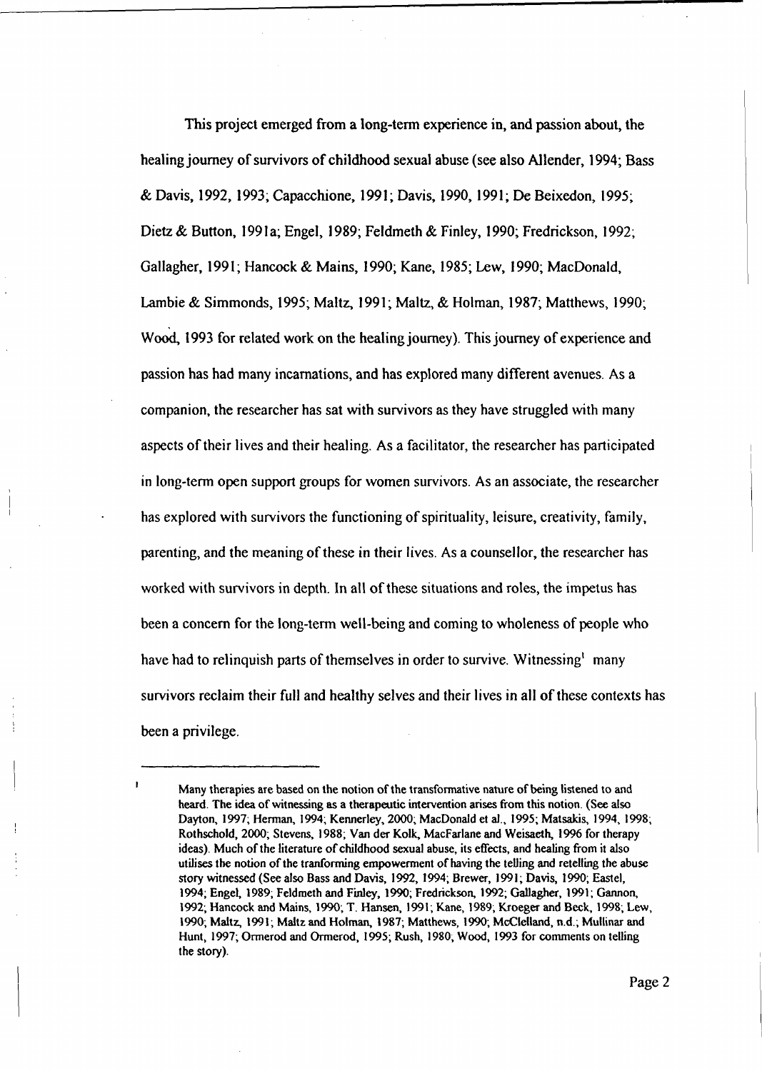This project emerged from a long-term experience in, and passion about, the healing journey of survivors of childhood sexual abuse (see also Allender, 1994; Bass & Davis, 1992, 1993; Capacchione, 1991; Davis, 1990, 1991; De Beixedon, 1995; Dietz & Button, 1991a; Engel, 1989; Feldmeth & Finley, 1990; Fredrickson, 1992; Gallagher, 1991; Hancock & Mains, 1990; Kane, 1985; Lew, 1990; MacDonald, Lambie & Simmonds, 1995; Maltz, 1991; Maltz, & Holman, 1987; Matthews, 1990; Wood, 1993 for related work on the healing journey). This journey of experience and passion has had many incarnations, and has explored many different avenues. As a companion, the researcher has sat with survivors as they have struggled with many aspects of their lives and their healing. As a facilitator, the researcher has participated in long-term open support groups for women survivors. As an associate, the researcher has explored with survivors the functioning of spirituality, leisure, creativity, family, parenting, and the meaning of these in their lives. As a counsellor, the researcher has worked with survivors in depth. In all of these situations and roles, the impetus has been a concern for the long-term well-being and coming to wholeness of people who have had to relinquish parts of themselves in order to survive. Witnessing[1] many survivors reclaim their full and healthy selves and their lives in all of these contexts has been a privilege.

---

[1] Many therapies are based on the notion of the transformative nature of being listened to and heard. The idea of witnessing as a therapeutic intervention arises from this notion. (See also Dayton, 1997; Herman, 1994; Kennerley, 2000; MacDonald et al., 1995; Matsakis, 1994, 1998; Rothschold, 2000; Stevens, 1988; Van der Kolk, MacFarlane and Weisaeth, 1996 for therapy ideas). Much of the literature of childhood sexual abuse, its effects, and healing from it also utilises the notion of the tranforming empowerment of having the telling and retelling the abuse story witnessed (See also Bass and Davis, 1992, 1994; Brewer, 1991; Davis, 1990; Eastel, 1994; Engel, 1989; Feldmeth and Finley, 1990; Fredrickson, 1992; Gallagher, 1991; Gannon, 1992; Hancock and Mains, 1990; T. Hansen, 1991; Kane, 1989; Kroeger and Beck, 1998; Lew, 1990; Maltz, 1991; Maltz and Holman, 1987; Matthews, 1990; McClelland, n.d.; Mullinar and Hunt, 1997; Ormerod and Ormerod, 1995; Rush, 1980; Wood, 1993 for comments on telling the story).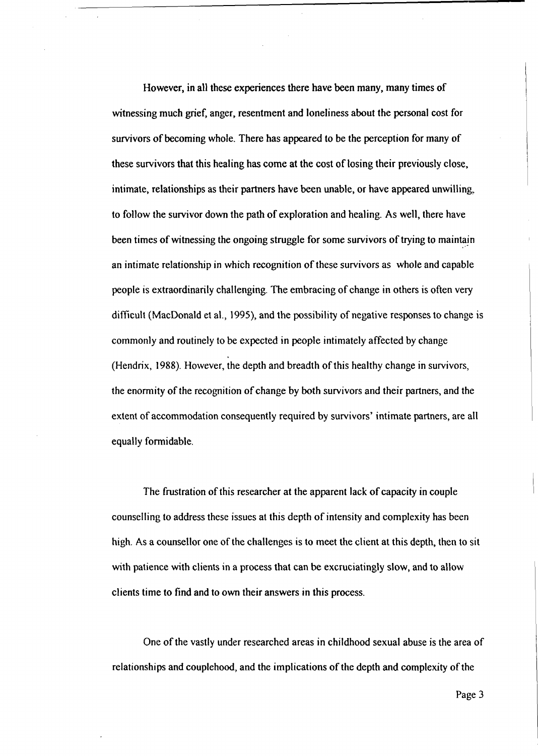However, in all these experiences there have been many, many times of witnessing much grief, anger, resentment and loneliness about the personal cost for survivors of becoming whole. There has appeared to be the perception for many of these survivors that this healing has come at the cost of losing their previously close, intimate, relationships as their partners have been unable, or have appeared unwilling, to follow the survivor down the path of exploration and healing. As well, there have been times of witnessing the ongoing struggle for some survivors of trying to maintain an intimate relationship in which recognition of these survivors as whole and capable people is extraordinarily challenging. The embracing of change in others is often very difficult (MacDonald et al., 1995), and the possibility of negative responses to change is commonly and routinely to be expected in people intimately affected by change (Hendrix, 1988). However, the depth and breadth of this healthy change in survivors, the enormity of the recognition of change by both survivors and their partners, and the extent of accommodation consequently required by survivors' intimate partners, are all equally formidable.

The frustration of this researcher at the apparent lack of capacity in couple counselling to address these issues at this depth of intensity and complexity has been high. As a counsellor one of the challenges is to meet the client at this depth, then to sit with patience with clients in a process that can be excruciatingly slow, and to allow clients time to find and to own their answers in this process.

One of the vastly under researched areas in childhood sexual abuse is the area of relationships and couplehood, and the implications of the depth and complexity of the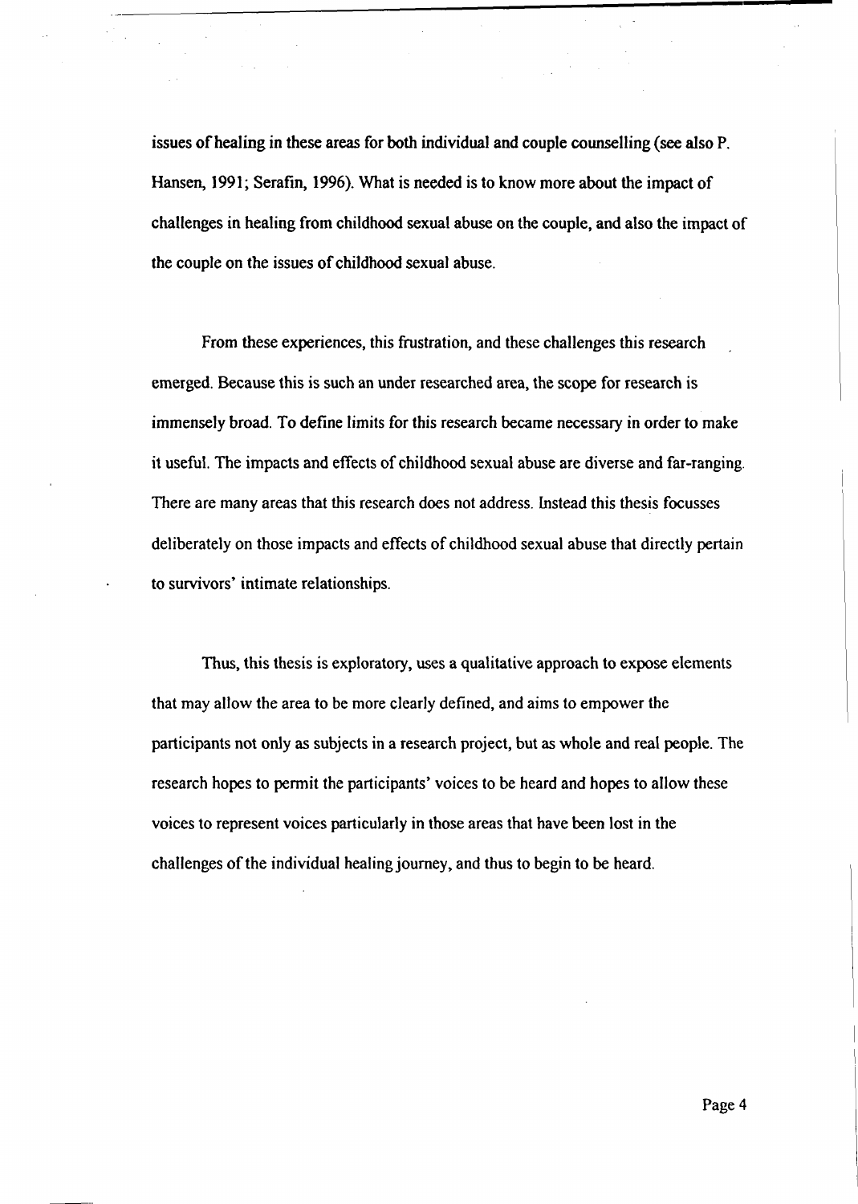issues of healing in these areas for both individual and couple counselling (see also P. Hansen, 1991; Serafin, 1996). What is needed is to know more about the impact of challenges in healing from childhood sexual abuse on the couple, and also the impact of the couple on the issues of childhood sexual abuse.

From these experiences, this frustration, and these challenges this research emerged. Because this is such an under researched area, the scope for research is immensely broad. To define limits for this research became necessary in order to make it useful. The impacts and effects of childhood sexual abuse are diverse and far-ranging. There are many areas that this research does not address. Instead this thesis focusses deliberately on those impacts and effects of childhood sexual abuse that directly pertain to survivors' intimate relationships.

Thus, this thesis is exploratory, uses a qualitative approach to expose elements that may allow the area to be more clearly defined, and aims to empower the participants not only as subjects in a research project, but as whole and real people. The research hopes to permit the participants' voices to be heard and hopes to allow these voices to represent voices particularly in those areas that have been lost in the challenges of the individual healing journey, and thus to begin to be heard.